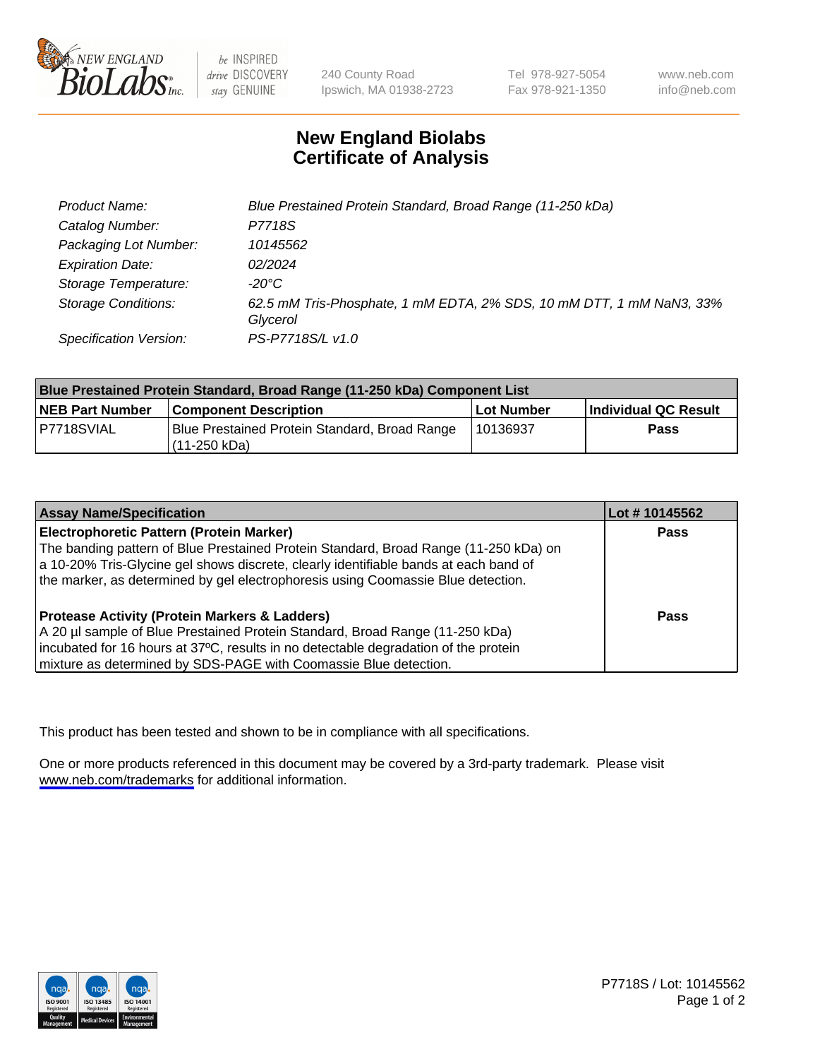NEW ENGLAND BioLabs Inc. — be INSPIRED drive DISCOVERY stay GENUINE

240 County Road
Ipswich, MA 01938-2723

Tel 978-927-5054
Fax 978-921-1350

www.neb.com
info@neb.com

# New England Biolabs
# Certificate of Analysis

| | |
|---|---|
| *Product Name:* | *Blue Prestained Protein Standard, Broad Range (11-250 kDa)* |
| *Catalog Number:* | *P7718S* |
| *Packaging Lot Number:* | *10145562* |
| *Expiration Date:* | *02/2024* |
| *Storage Temperature:* | *-20°C* |
| *Storage Conditions:* | *62.5 mM Tris-Phosphate, 1 mM EDTA, 2% SDS, 10 mM DTT, 1 mM NaN3, 33% Glycerol* |
| *Specification Version:* | *PS-P7718S/L v1.0* |

| Blue Prestained Protein Standard, Broad Range (11-250 kDa) Component List | | | |
|---|---|---|---|
| **NEB Part Number** | **Component Description** | **Lot Number** | **Individual QC Result** |
| P7718SVIAL | Blue Prestained Protein Standard, Broad Range (11-250 kDa) | 10136937 | **Pass** |

| Assay Name/Specification | Lot # 10145562 |
|---|---|
| **Electrophoretic Pattern (Protein Marker)**<br>The banding pattern of Blue Prestained Protein Standard, Broad Range (11-250 kDa) on a 10-20% Tris-Glycine gel shows discrete, clearly identifiable bands at each band of the marker, as determined by gel electrophoresis using Coomassie Blue detection. | **Pass** |
| **Protease Activity (Protein Markers & Ladders)**<br>A 20 µl sample of Blue Prestained Protein Standard, Broad Range (11-250 kDa) incubated for 16 hours at 37ºC, results in no detectable degradation of the protein mixture as determined by SDS-PAGE with Coomassie Blue detection. | **Pass** |

This product has been tested and shown to be in compliance with all specifications.

One or more products referenced in this document may be covered by a 3rd-party trademark. Please visit www.neb.com/trademarks for additional information.

ISO 9001 Registered Quality Management | ISO 13485 Registered Medical Devices | ISO 14001 Registered Environmental Management

P7718S / Lot: 10145562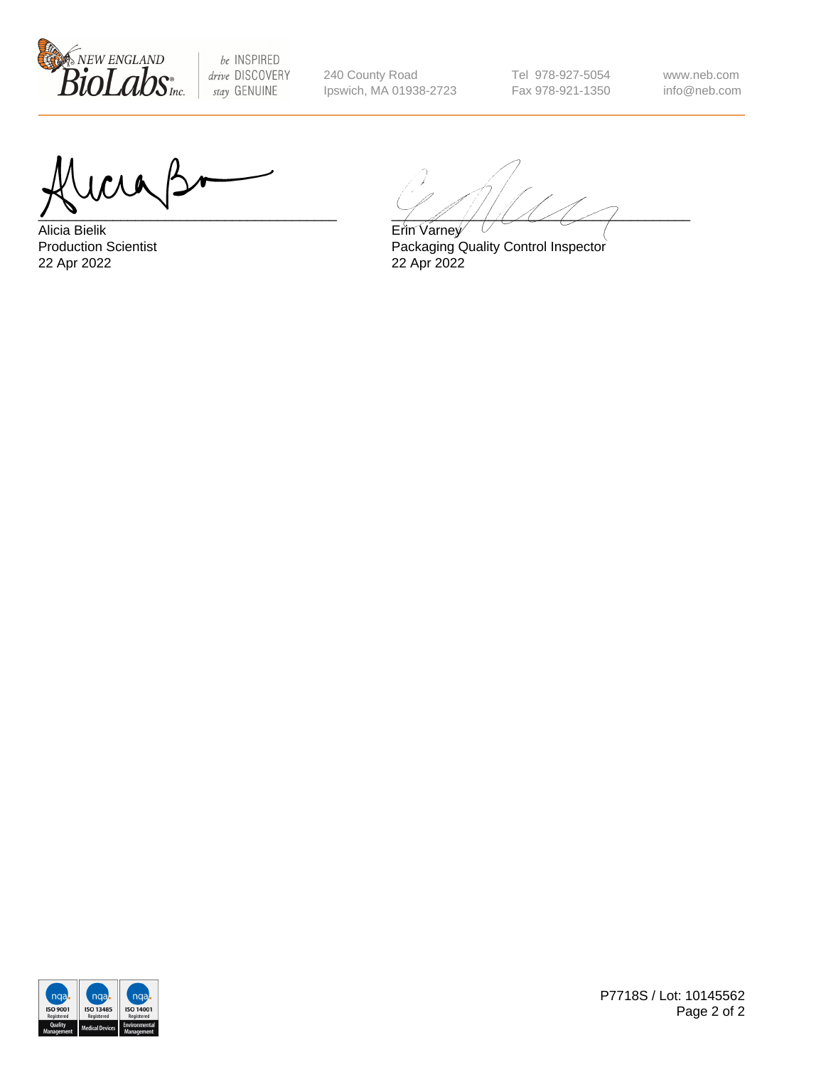be INSPIRED
drive DISCOVERY
stay GENUINE

240 County Road
Ipswich, MA 01938-2723

Tel 978-927-5054
Fax 978-921-1350

www.neb.com
info@neb.com

Alicia Bielik
Production Scientist
22 Apr 2022

Erin Varney
Packaging Quality Control Inspector
22 Apr 2022

P7718S / Lot: 10145562